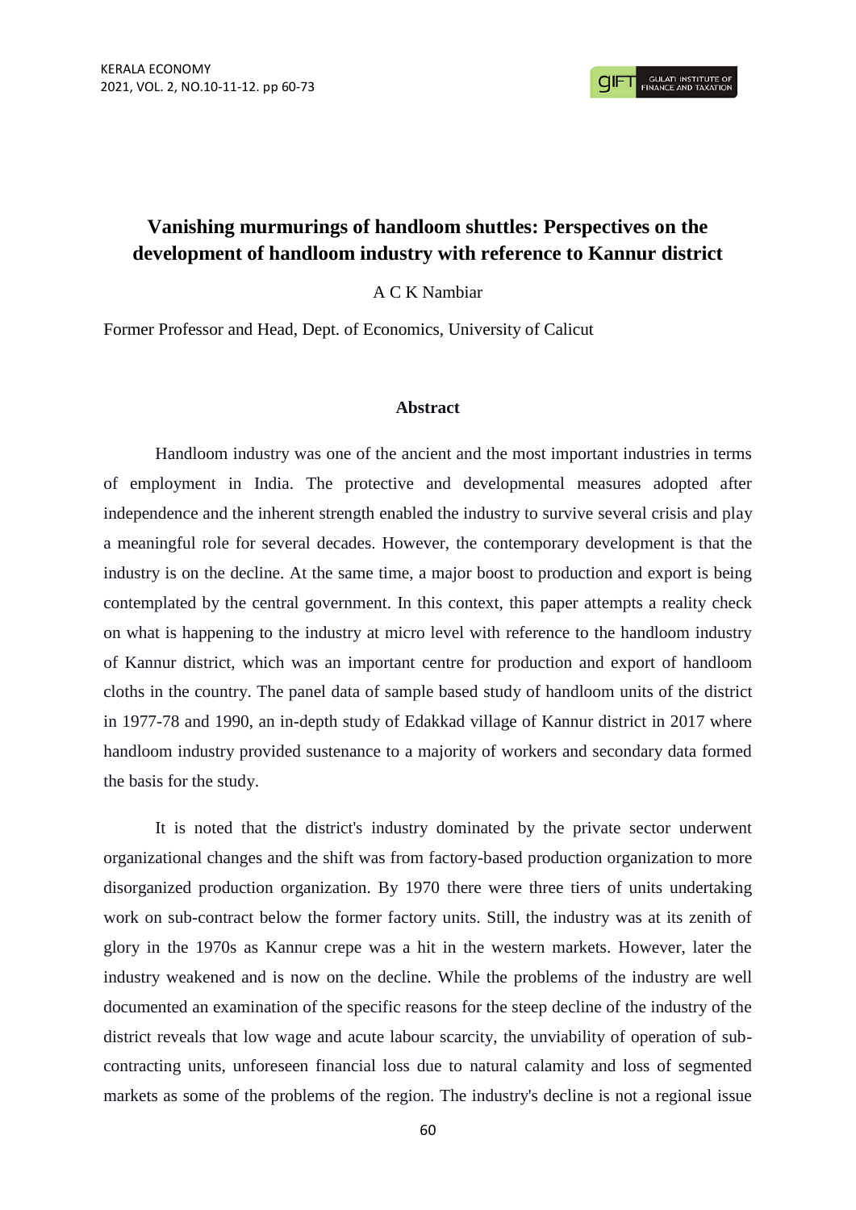# Vanishing murmurings of handloom shuttles: Perspectives on the development of handloom industry with reference to Kannur district

A C K Nambiar

Former Professor and Head, Dept. of Economics, University of Calicut

## Abstract

Handloom industry was one of the ancient and the most important industries in terms of employment in India. The protective and developmental measures adopted after independence and the inherent strength enabled the industry to survive several crisis and play a meaningful role for several decades. However, the contemporary development is that the industry is on the decline. At the same time, a major boost to production and export is being contemplated by the central government. In this context, this paper attempts a reality check on what is happening to the industry at micro level with reference to the handloom industry of Kannur district, which was an important centre for production and export of handloom cloths in the country. The panel data of sample based study of handloom units of the district in 1977-78 and 1990, an in-depth study of Edakkad village of Kannur district in 2017 where handloom industry provided sustenance to a majority of workers and secondary data formed the basis for the study.

It is noted that the district's industry dominated by the private sector underwent organizational changes and the shift was from factory-based production organization to more disorganized production organization. By 1970 there were three tiers of units undertaking work on sub-contract below the former factory units. Still, the industry was at its zenith of glory in the 1970s as Kannur crepe was a hit in the western markets. However, later the industry weakened and is now on the decline. While the problems of the industry are well documented an examination of the specific reasons for the steep decline of the industry of the district reveals that low wage and acute labour scarcity, the unviability of operation of sub-contracting units, unforeseen financial loss due to natural calamity and loss of segmented markets as some of the problems of the region. The industry's decline is not a regional issue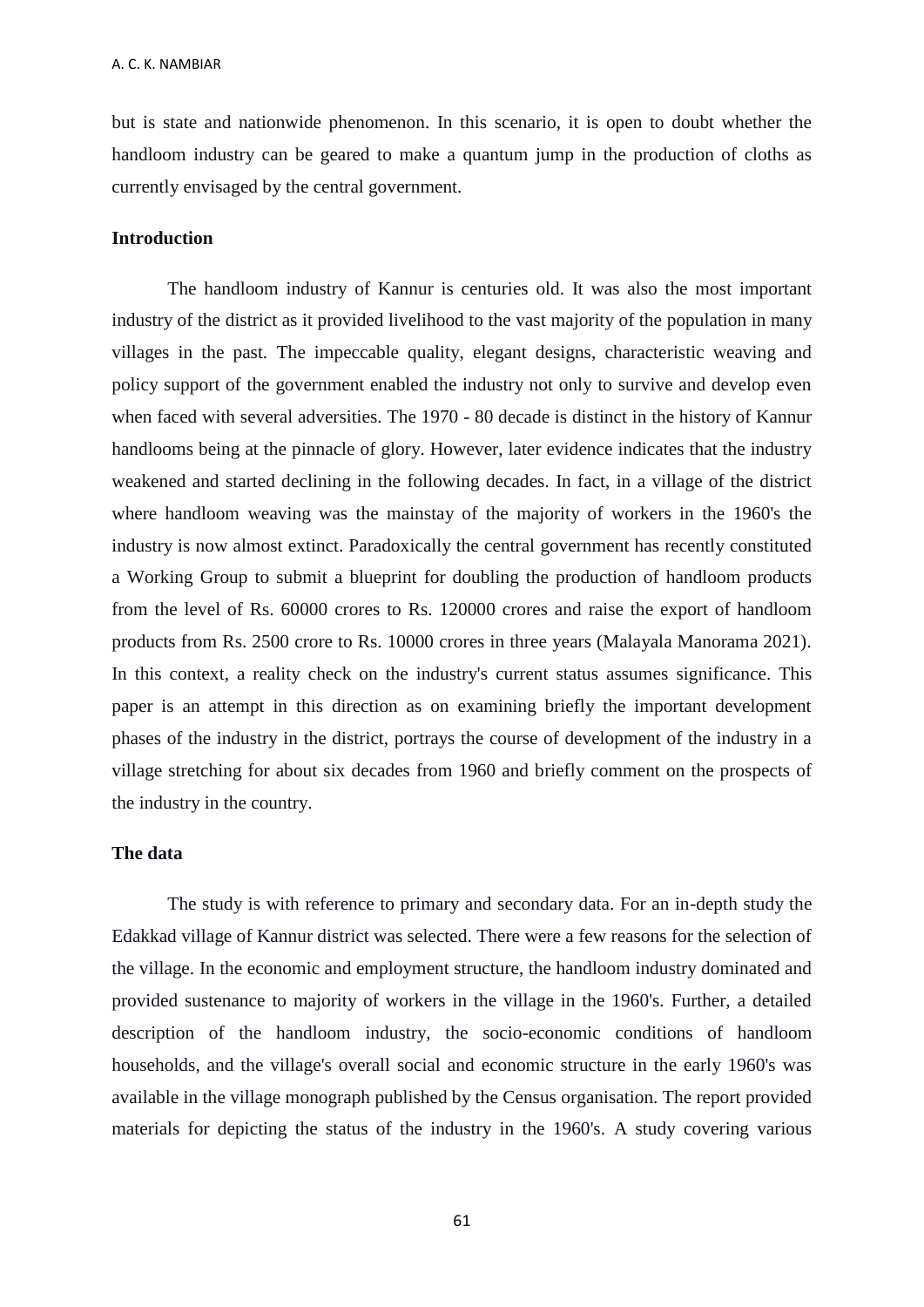but is state and nationwide phenomenon. In this scenario, it is open to doubt whether the handloom industry can be geared to make a quantum jump in the production of cloths as currently envisaged by the central government.

**Introduction**

The handloom industry of Kannur is centuries old. It was also the most important industry of the district as it provided livelihood to the vast majority of the population in many villages in the past. The impeccable quality, elegant designs, characteristic weaving and policy support of the government enabled the industry not only to survive and develop even when faced with several adversities. The 1970 - 80 decade is distinct in the history of Kannur handlooms being at the pinnacle of glory. However, later evidence indicates that the industry weakened and started declining in the following decades. In fact, in a village of the district where handloom weaving was the mainstay of the majority of workers in the 1960's the industry is now almost extinct. Paradoxically the central government has recently constituted a Working Group to submit a blueprint for doubling the production of handloom products from the level of Rs. 60000 crores to Rs. 120000 crores and raise the export of handloom products from Rs. 2500 crore to Rs. 10000 crores in three years (Malayala Manorama 2021). In this context, a reality check on the industry's current status assumes significance. This paper is an attempt in this direction as on examining briefly the important development phases of the industry in the district, portrays the course of development of the industry in a village stretching for about six decades from 1960 and briefly comment on the prospects of the industry in the country.

**The data**

The study is with reference to primary and secondary data. For an in-depth study the Edakkad village of Kannur district was selected. There were a few reasons for the selection of the village. In the economic and employment structure, the handloom industry dominated and provided sustenance to majority of workers in the village in the 1960's. Further, a detailed description of the handloom industry, the socio-economic conditions of handloom households, and the village's overall social and economic structure in the early 1960's was available in the village monograph published by the Census organisation. The report provided materials for depicting the status of the industry in the 1960's. A study covering various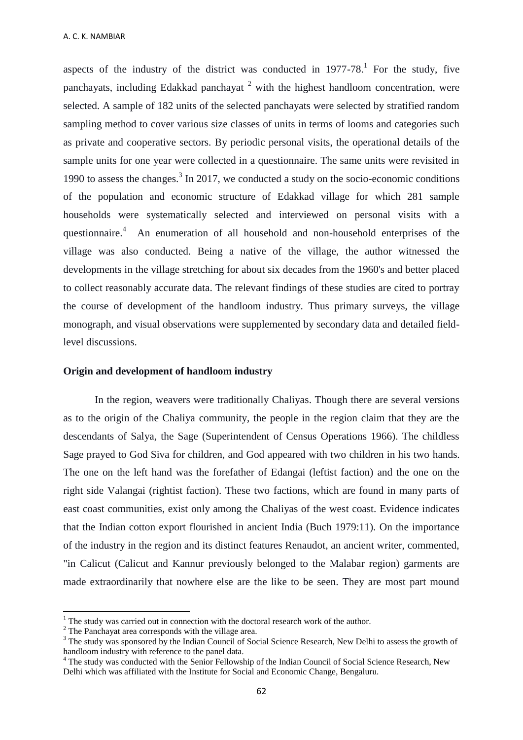aspects of the industry of the district was conducted in 1977-78.[1] For the study, five panchayats, including Edakkad panchayat [2] with the highest handloom concentration, were selected. A sample of 182 units of the selected panchayats were selected by stratified random sampling method to cover various size classes of units in terms of looms and categories such as private and cooperative sectors. By periodic personal visits, the operational details of the sample units for one year were collected in a questionnaire. The same units were revisited in 1990 to assess the changes.[3] In 2017, we conducted a study on the socio-economic conditions of the population and economic structure of Edakkad village for which 281 sample households were systematically selected and interviewed on personal visits with a questionnaire.[4] An enumeration of all household and non-household enterprises of the village was also conducted. Being a native of the village, the author witnessed the developments in the village stretching for about six decades from the 1960's and better placed to collect reasonably accurate data. The relevant findings of these studies are cited to portray the course of development of the handloom industry. Thus primary surveys, the village monograph, and visual observations were supplemented by secondary data and detailed field-level discussions.

**Origin and development of handloom industry**

In the region, weavers were traditionally Chaliyas. Though there are several versions as to the origin of the Chaliya community, the people in the region claim that they are the descendants of Salya, the Sage (Superintendent of Census Operations 1966). The childless Sage prayed to God Siva for children, and God appeared with two children in his two hands. The one on the left hand was the forefather of Edangai (leftist faction) and the one on the right side Valangai (rightist faction). These two factions, which are found in many parts of east coast communities, exist only among the Chaliyas of the west coast. Evidence indicates that the Indian cotton export flourished in ancient India (Buch 1979:11). On the importance of the industry in the region and its distinct features Renaudot, an ancient writer, commented, "in Calicut (Calicut and Kannur previously belonged to the Malabar region) garments are made extraordinarily that nowhere else are the like to be seen. They are most part mound

[1] The study was carried out in connection with the doctoral research work of the author.

[2] The Panchayat area corresponds with the village area.

[3] The study was sponsored by the Indian Council of Social Science Research, New Delhi to assess the growth of handloom industry with reference to the panel data.

[4] The study was conducted with the Senior Fellowship of the Indian Council of Social Science Research, New Delhi which was affiliated with the Institute for Social and Economic Change, Bengaluru.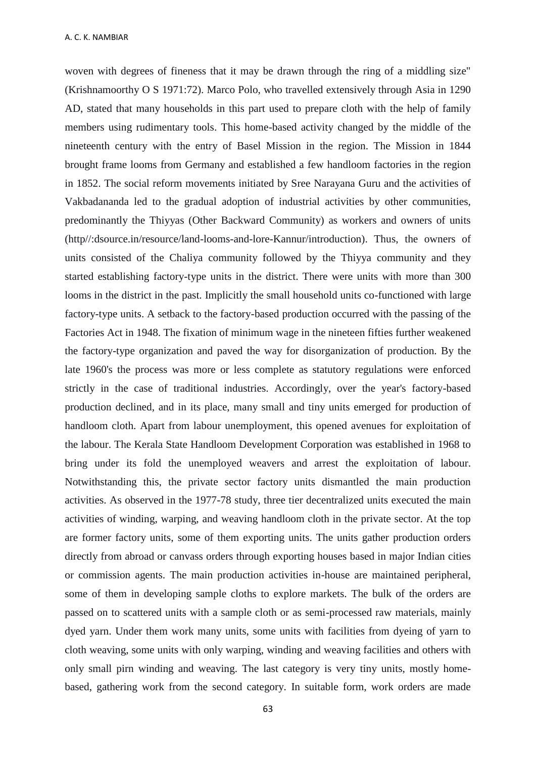woven with degrees of fineness that it may be drawn through the ring of a middling size" (Krishnamoorthy O S 1971:72). Marco Polo, who travelled extensively through Asia in 1290 AD, stated that many households in this part used to prepare cloth with the help of family members using rudimentary tools. This home-based activity changed by the middle of the nineteenth century with the entry of Basel Mission in the region. The Mission in 1844 brought frame looms from Germany and established a few handloom factories in the region in 1852. The social reform movements initiated by Sree Narayana Guru and the activities of Vakbadananda led to the gradual adoption of industrial activities by other communities, predominantly the Thiyyas (Other Backward Community) as workers and owners of units (http//:dsource.in/resource/land-looms-and-lore-Kannur/introduction). Thus, the owners of units consisted of the Chaliya community followed by the Thiyya community and they started establishing factory-type units in the district. There were units with more than 300 looms in the district in the past. Implicitly the small household units co-functioned with large factory-type units. A setback to the factory-based production occurred with the passing of the Factories Act in 1948. The fixation of minimum wage in the nineteen fifties further weakened the factory-type organization and paved the way for disorganization of production. By the late 1960's the process was more or less complete as statutory regulations were enforced strictly in the case of traditional industries. Accordingly, over the year's factory-based production declined, and in its place, many small and tiny units emerged for production of handloom cloth. Apart from labour unemployment, this opened avenues for exploitation of the labour. The Kerala State Handloom Development Corporation was established in 1968 to bring under its fold the unemployed weavers and arrest the exploitation of labour. Notwithstanding this, the private sector factory units dismantled the main production activities. As observed in the 1977-78 study, three tier decentralized units executed the main activities of winding, warping, and weaving handloom cloth in the private sector. At the top are former factory units, some of them exporting units. The units gather production orders directly from abroad or canvass orders through exporting houses based in major Indian cities or commission agents. The main production activities in-house are maintained peripheral, some of them in developing sample cloths to explore markets. The bulk of the orders are passed on to scattered units with a sample cloth or as semi-processed raw materials, mainly dyed yarn. Under them work many units, some units with facilities from dyeing of yarn to cloth weaving, some units with only warping, winding and weaving facilities and others with only small pirn winding and weaving. The last category is very tiny units, mostly home-based, gathering work from the second category. In suitable form, work orders are made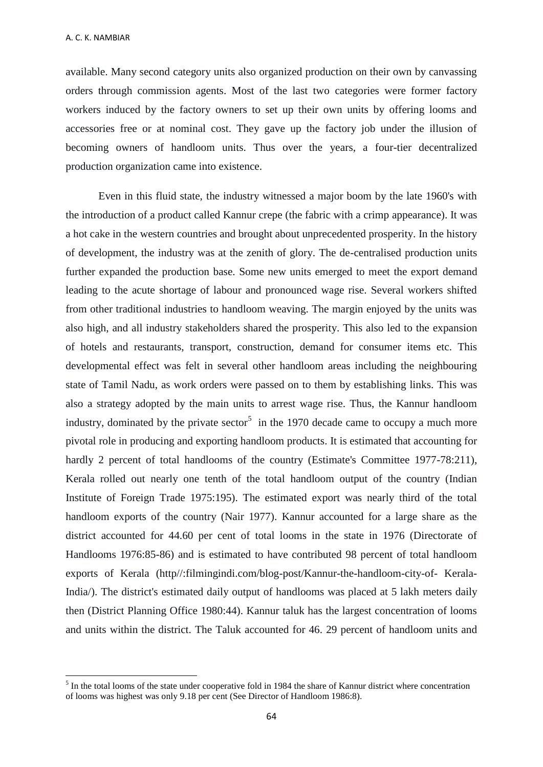available. Many second category units also organized production on their own by canvassing orders through commission agents. Most of the last two categories were former factory workers induced by the factory owners to set up their own units by offering looms and accessories free or at nominal cost. They gave up the factory job under the illusion of becoming owners of handloom units. Thus over the years, a four-tier decentralized production organization came into existence.

Even in this fluid state, the industry witnessed a major boom by the late 1960's with the introduction of a product called Kannur crepe (the fabric with a crimp appearance). It was a hot cake in the western countries and brought about unprecedented prosperity. In the history of development, the industry was at the zenith of glory. The de-centralised production units further expanded the production base. Some new units emerged to meet the export demand leading to the acute shortage of labour and pronounced wage rise. Several workers shifted from other traditional industries to handloom weaving. The margin enjoyed by the units was also high, and all industry stakeholders shared the prosperity. This also led to the expansion of hotels and restaurants, transport, construction, demand for consumer items etc. This developmental effect was felt in several other handloom areas including the neighbouring state of Tamil Nadu, as work orders were passed on to them by establishing links. This was also a strategy adopted by the main units to arrest wage rise. Thus, the Kannur handloom industry, dominated by the private sector[5] in the 1970 decade came to occupy a much more pivotal role in producing and exporting handloom products. It is estimated that accounting for hardly 2 percent of total handlooms of the country (Estimate's Committee 1977-78:211), Kerala rolled out nearly one tenth of the total handloom output of the country (Indian Institute of Foreign Trade 1975:195). The estimated export was nearly third of the total handloom exports of the country (Nair 1977). Kannur accounted for a large share as the district accounted for 44.60 per cent of total looms in the state in 1976 (Directorate of Handlooms 1976:85-86) and is estimated to have contributed 98 percent of total handloom exports of Kerala (http//:filmingindi.com/blog-post/Kannur-the-handloom-city-of- Kerala-India/). The district's estimated daily output of handlooms was placed at 5 lakh meters daily then (District Planning Office 1980:44). Kannur taluk has the largest concentration of looms and units within the district. The Taluk accounted for 46. 29 percent of handloom units and

[5] In the total looms of the state under cooperative fold in 1984 the share of Kannur district where concentration of looms was highest was only 9.18 per cent (See Director of Handloom 1986:8).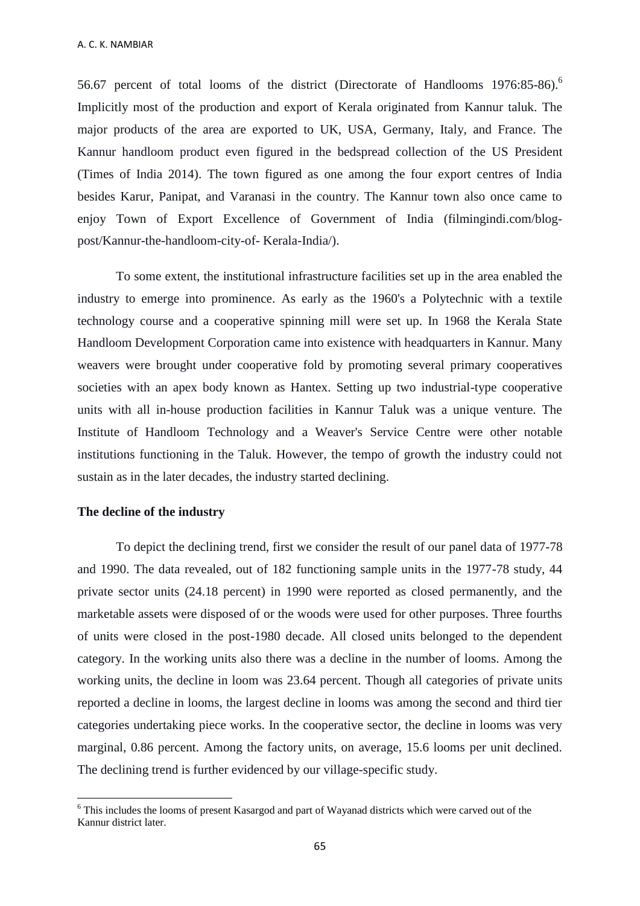56.67 percent of total looms of the district (Directorate of Handlooms 1976:85-86).[6] Implicitly most of the production and export of Kerala originated from Kannur taluk. The major products of the area are exported to UK, USA, Germany, Italy, and France. The Kannur handloom product even figured in the bedspread collection of the US President (Times of India 2014). The town figured as one among the four export centres of India besides Karur, Panipat, and Varanasi in the country. The Kannur town also once came to enjoy Town of Export Excellence of Government of India (filmingindi.com/blog-post/Kannur-the-handloom-city-of- Kerala-India/).

To some extent, the institutional infrastructure facilities set up in the area enabled the industry to emerge into prominence. As early as the 1960's a Polytechnic with a textile technology course and a cooperative spinning mill were set up. In 1968 the Kerala State Handloom Development Corporation came into existence with headquarters in Kannur. Many weavers were brought under cooperative fold by promoting several primary cooperatives societies with an apex body known as Hantex. Setting up two industrial-type cooperative units with all in-house production facilities in Kannur Taluk was a unique venture. The Institute of Handloom Technology and a Weaver's Service Centre were other notable institutions functioning in the Taluk. However, the tempo of growth the industry could not sustain as in the later decades, the industry started declining.

**The decline of the industry**

To depict the declining trend, first we consider the result of our panel data of 1977-78 and 1990. The data revealed, out of 182 functioning sample units in the 1977-78 study, 44 private sector units (24.18 percent) in 1990 were reported as closed permanently, and the marketable assets were disposed of or the woods were used for other purposes. Three fourths of units were closed in the post-1980 decade. All closed units belonged to the dependent category. In the working units also there was a decline in the number of looms. Among the working units, the decline in loom was 23.64 percent. Though all categories of private units reported a decline in looms, the largest decline in looms was among the second and third tier categories undertaking piece works. In the cooperative sector, the decline in looms was very marginal, 0.86 percent. Among the factory units, on average, 15.6 looms per unit declined. The declining trend is further evidenced by our village-specific study.

[6] This includes the looms of present Kasargod and part of Wayanad districts which were carved out of the Kannur district later.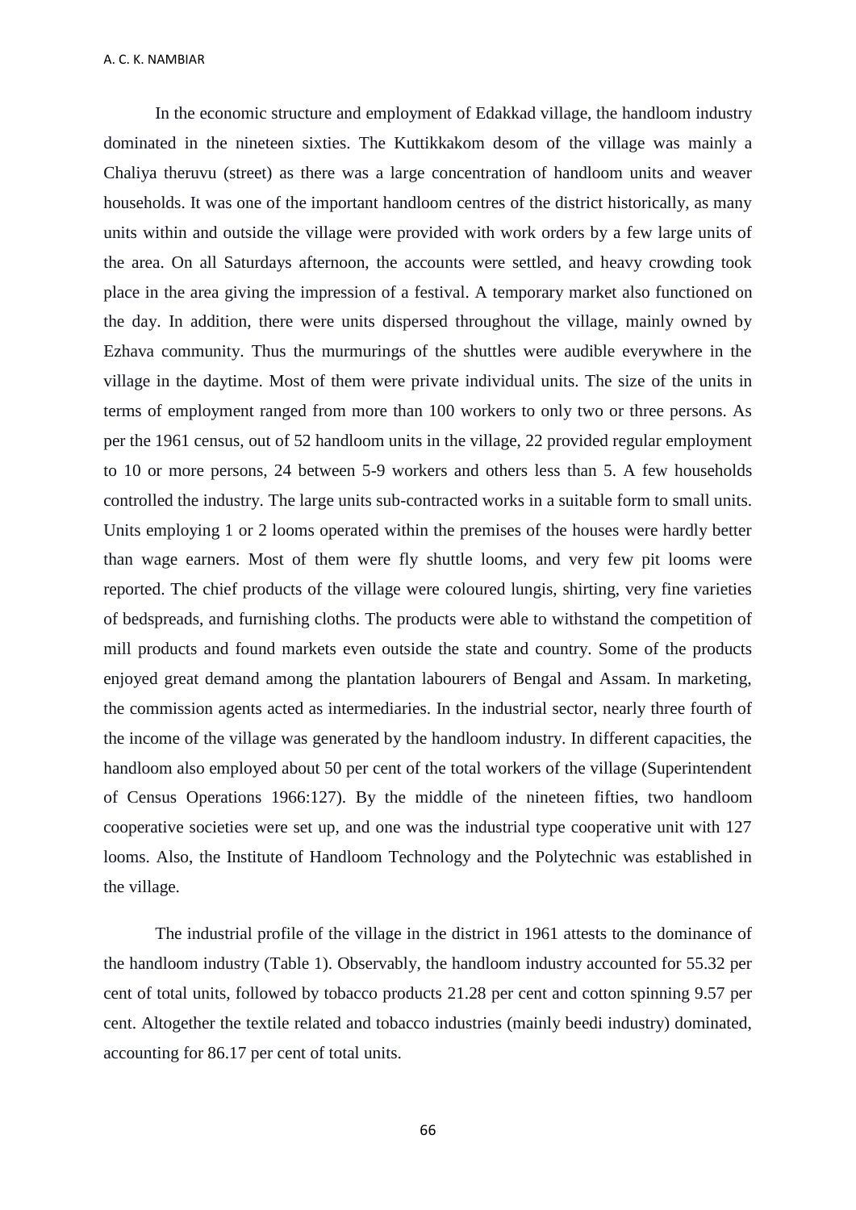In the economic structure and employment of Edakkad village, the handloom industry dominated in the nineteen sixties. The Kuttikkakom desom of the village was mainly a Chaliya theruvu (street) as there was a large concentration of handloom units and weaver households. It was one of the important handloom centres of the district historically, as many units within and outside the village were provided with work orders by a few large units of the area. On all Saturdays afternoon, the accounts were settled, and heavy crowding took place in the area giving the impression of a festival. A temporary market also functioned on the day. In addition, there were units dispersed throughout the village, mainly owned by Ezhava community. Thus the murmurings of the shuttles were audible everywhere in the village in the daytime. Most of them were private individual units. The size of the units in terms of employment ranged from more than 100 workers to only two or three persons. As per the 1961 census, out of 52 handloom units in the village, 22 provided regular employment to 10 or more persons, 24 between 5-9 workers and others less than 5. A few households controlled the industry. The large units sub-contracted works in a suitable form to small units. Units employing 1 or 2 looms operated within the premises of the houses were hardly better than wage earners. Most of them were fly shuttle looms, and very few pit looms were reported. The chief products of the village were coloured lungis, shirting, very fine varieties of bedspreads, and furnishing cloths. The products were able to withstand the competition of mill products and found markets even outside the state and country. Some of the products enjoyed great demand among the plantation labourers of Bengal and Assam. In marketing, the commission agents acted as intermediaries. In the industrial sector, nearly three fourth of the income of the village was generated by the handloom industry. In different capacities, the handloom also employed about 50 per cent of the total workers of the village (Superintendent of Census Operations 1966:127). By the middle of the nineteen fifties, two handloom cooperative societies were set up, and one was the industrial type cooperative unit with 127 looms. Also, the Institute of Handloom Technology and the Polytechnic was established in the village.

The industrial profile of the village in the district in 1961 attests to the dominance of the handloom industry (Table 1). Observably, the handloom industry accounted for 55.32 per cent of total units, followed by tobacco products 21.28 per cent and cotton spinning 9.57 per cent. Altogether the textile related and tobacco industries (mainly beedi industry) dominated, accounting for 86.17 per cent of total units.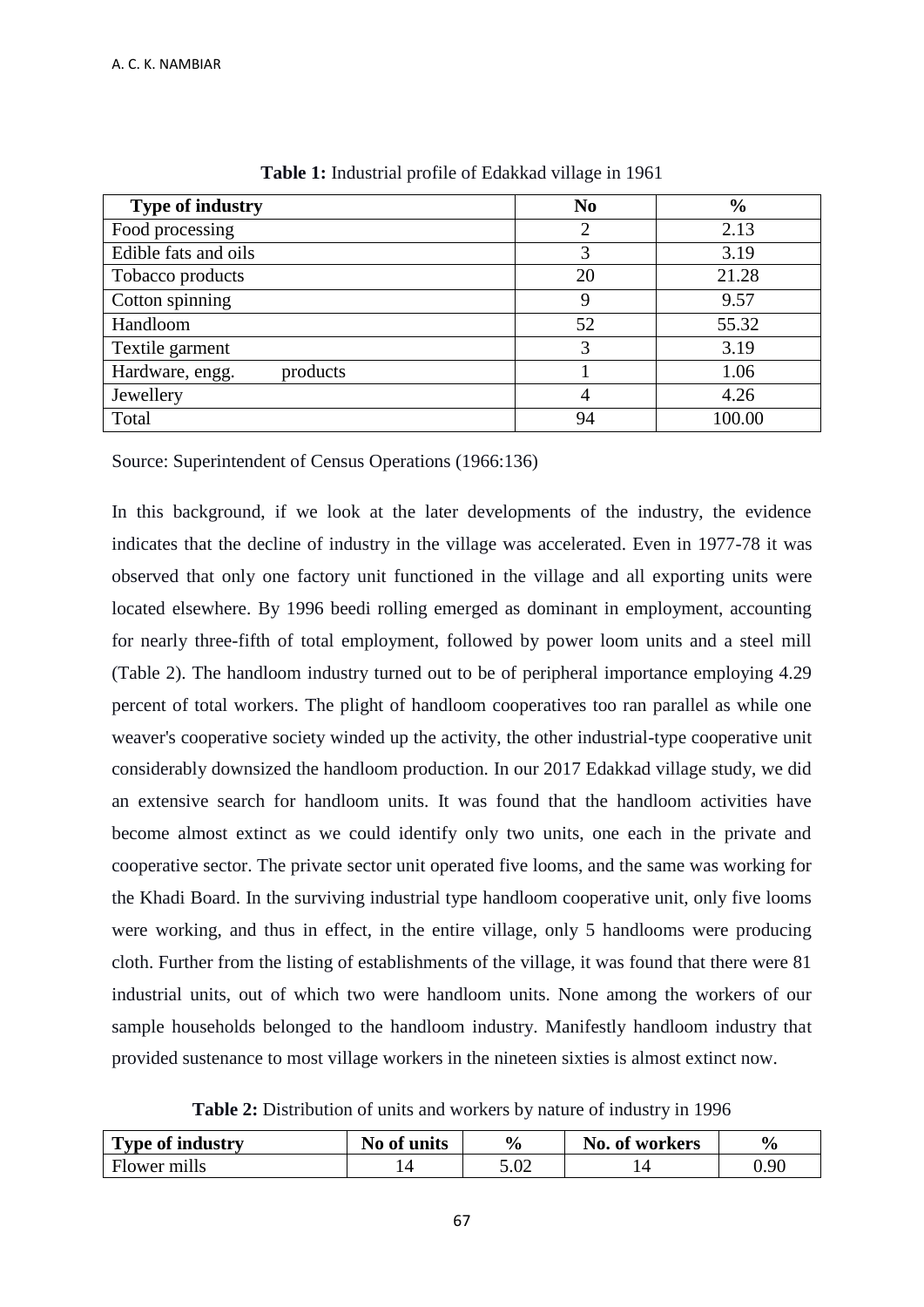**Table 1:** Industrial profile of Edakkad village in 1961

| Type of industry | No | % |
|---|---|---|
| Food processing | 2 | 2.13 |
| Edible fats and oils | 3 | 3.19 |
| Tobacco products | 20 | 21.28 |
| Cotton spinning | 9 | 9.57 |
| Handloom | 52 | 55.32 |
| Textile garment | 3 | 3.19 |
| Hardware, engg. products | 1 | 1.06 |
| Jewellery | 4 | 4.26 |
| Total | 94 | 100.00 |

Source: Superintendent of Census Operations (1966:136)

In this background, if we look at the later developments of the industry, the evidence indicates that the decline of industry in the village was accelerated. Even in 1977-78 it was observed that only one factory unit functioned in the village and all exporting units were located elsewhere. By 1996 beedi rolling emerged as dominant in employment, accounting for nearly three-fifth of total employment, followed by power loom units and a steel mill (Table 2). The handloom industry turned out to be of peripheral importance employing 4.29 percent of total workers. The plight of handloom cooperatives too ran parallel as while one weaver's cooperative society winded up the activity, the other industrial-type cooperative unit considerably downsized the handloom production. In our 2017 Edakkad village study, we did an extensive search for handloom units. It was found that the handloom activities have become almost extinct as we could identify only two units, one each in the private and cooperative sector. The private sector unit operated five looms, and the same was working for the Khadi Board. In the surviving industrial type handloom cooperative unit, only five looms were working, and thus in effect, in the entire village, only 5 handlooms were producing cloth. Further from the listing of establishments of the village, it was found that there were 81 industrial units, out of which two were handloom units. None among the workers of our sample households belonged to the handloom industry. Manifestly handloom industry that provided sustenance to most village workers in the nineteen sixties is almost extinct now.

**Table 2:** Distribution of units and workers by nature of industry in 1996

| Type of industry | No of units | % | No. of workers | % |
|---|---|---|---|---|
| Flower mills | 14 | 5.02 | 14 | 0.90 |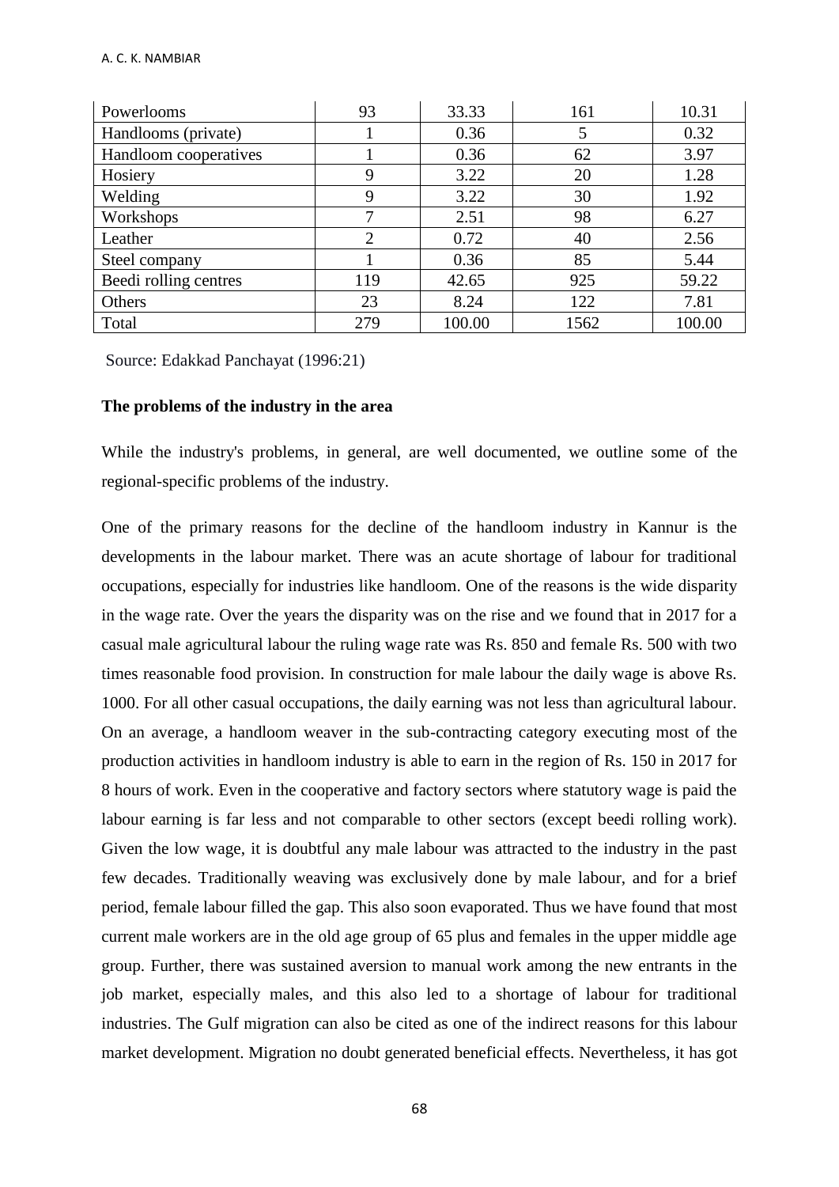| Powerlooms | 93 | 33.33 | 161 | 10.31 |
|---|---|---|---|---|
| Handlooms (private) | 1 | 0.36 | 5 | 0.32 |
| Handloom cooperatives | 1 | 0.36 | 62 | 3.97 |
| Hosiery | 9 | 3.22 | 20 | 1.28 |
| Welding | 9 | 3.22 | 30 | 1.92 |
| Workshops | 7 | 2.51 | 98 | 6.27 |
| Leather | 2 | 0.72 | 40 | 2.56 |
| Steel company | 1 | 0.36 | 85 | 5.44 |
| Beedi rolling centres | 119 | 42.65 | 925 | 59.22 |
| Others | 23 | 8.24 | 122 | 7.81 |
| Total | 279 | 100.00 | 1562 | 100.00 |

Source: Edakkad Panchayat (1996:21)

**The problems of the industry in the area**

While the industry's problems, in general, are well documented, we outline some of the regional-specific problems of the industry.

One of the primary reasons for the decline of the handloom industry in Kannur is the developments in the labour market. There was an acute shortage of labour for traditional occupations, especially for industries like handloom. One of the reasons is the wide disparity in the wage rate. Over the years the disparity was on the rise and we found that in 2017 for a casual male agricultural labour the ruling wage rate was Rs. 850 and female Rs. 500 with two times reasonable food provision. In construction for male labour the daily wage is above Rs. 1000. For all other casual occupations, the daily earning was not less than agricultural labour. On an average, a handloom weaver in the sub-contracting category executing most of the production activities in handloom industry is able to earn in the region of Rs. 150 in 2017 for 8 hours of work. Even in the cooperative and factory sectors where statutory wage is paid the labour earning is far less and not comparable to other sectors (except beedi rolling work). Given the low wage, it is doubtful any male labour was attracted to the industry in the past few decades. Traditionally weaving was exclusively done by male labour, and for a brief period, female labour filled the gap. This also soon evaporated. Thus we have found that most current male workers are in the old age group of 65 plus and females in the upper middle age group. Further, there was sustained aversion to manual work among the new entrants in the job market, especially males, and this also led to a shortage of labour for traditional industries. The Gulf migration can also be cited as one of the indirect reasons for this labour market development. Migration no doubt generated beneficial effects. Nevertheless, it has got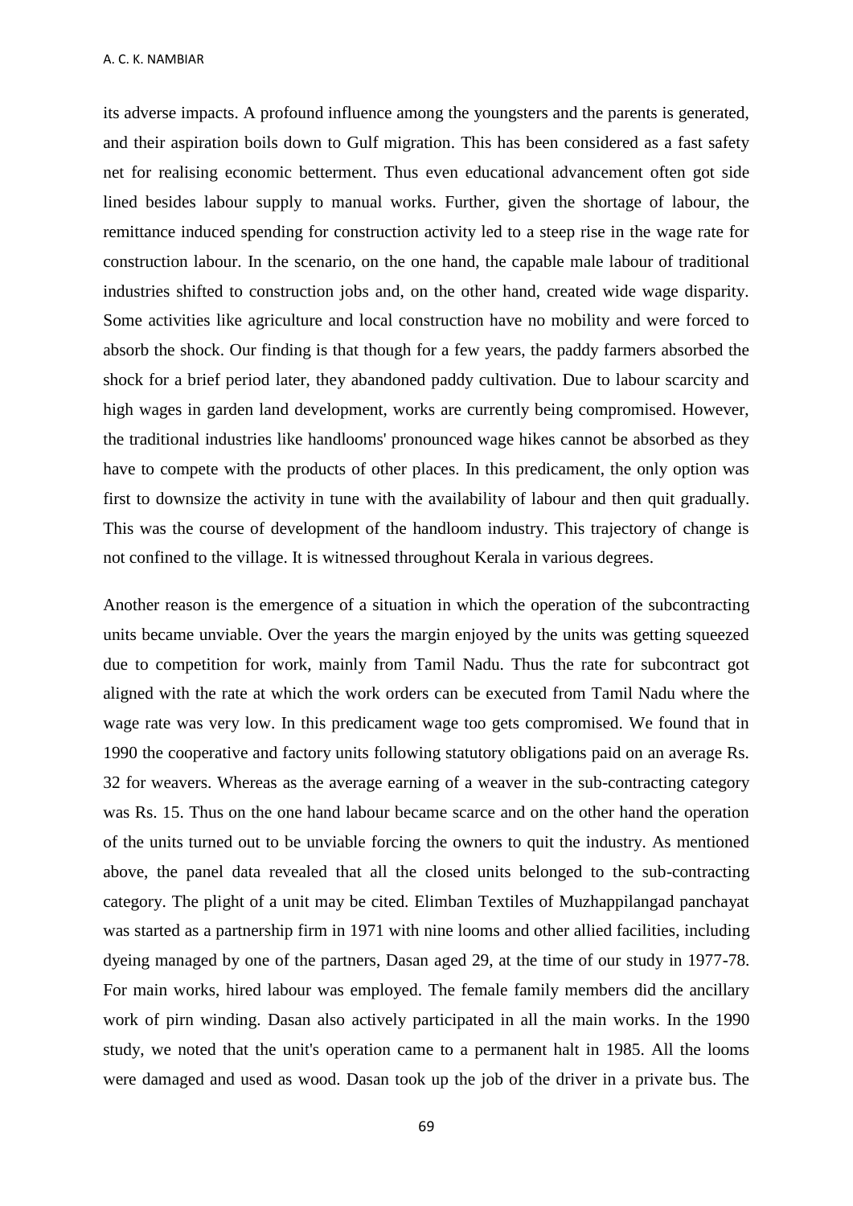its adverse impacts. A profound influence among the youngsters and the parents is generated, and their aspiration boils down to Gulf migration. This has been considered as a fast safety net for realising economic betterment. Thus even educational advancement often got side lined besides labour supply to manual works. Further, given the shortage of labour, the remittance induced spending for construction activity led to a steep rise in the wage rate for construction labour. In the scenario, on the one hand, the capable male labour of traditional industries shifted to construction jobs and, on the other hand, created wide wage disparity. Some activities like agriculture and local construction have no mobility and were forced to absorb the shock. Our finding is that though for a few years, the paddy farmers absorbed the shock for a brief period later, they abandoned paddy cultivation. Due to labour scarcity and high wages in garden land development, works are currently being compromised. However, the traditional industries like handlooms' pronounced wage hikes cannot be absorbed as they have to compete with the products of other places. In this predicament, the only option was first to downsize the activity in tune with the availability of labour and then quit gradually. This was the course of development of the handloom industry. This trajectory of change is not confined to the village. It is witnessed throughout Kerala in various degrees.

Another reason is the emergence of a situation in which the operation of the subcontracting units became unviable. Over the years the margin enjoyed by the units was getting squeezed due to competition for work, mainly from Tamil Nadu. Thus the rate for subcontract got aligned with the rate at which the work orders can be executed from Tamil Nadu where the wage rate was very low. In this predicament wage too gets compromised. We found that in 1990 the cooperative and factory units following statutory obligations paid on an average Rs. 32 for weavers. Whereas as the average earning of a weaver in the sub-contracting category was Rs. 15. Thus on the one hand labour became scarce and on the other hand the operation of the units turned out to be unviable forcing the owners to quit the industry. As mentioned above, the panel data revealed that all the closed units belonged to the sub-contracting category. The plight of a unit may be cited. Elimban Textiles of Muzhappilangad panchayat was started as a partnership firm in 1971 with nine looms and other allied facilities, including dyeing managed by one of the partners, Dasan aged 29, at the time of our study in 1977-78. For main works, hired labour was employed. The female family members did the ancillary work of pirn winding. Dasan also actively participated in all the main works. In the 1990 study, we noted that the unit's operation came to a permanent halt in 1985. All the looms were damaged and used as wood. Dasan took up the job of the driver in a private bus. The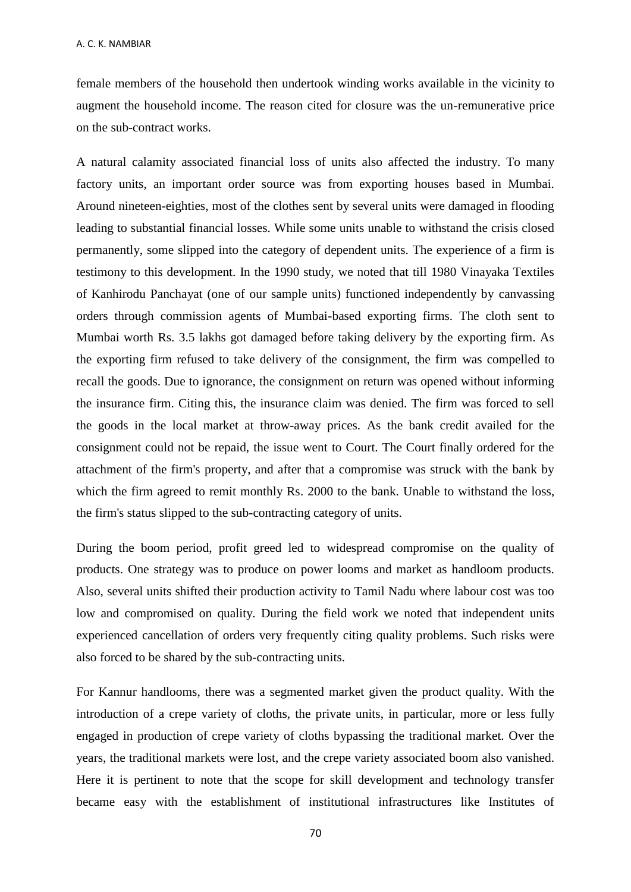female members of the household then undertook winding works available in the vicinity to augment the household income. The reason cited for closure was the un-remunerative price on the sub-contract works.

A natural calamity associated financial loss of units also affected the industry. To many factory units, an important order source was from exporting houses based in Mumbai. Around nineteen-eighties, most of the clothes sent by several units were damaged in flooding leading to substantial financial losses. While some units unable to withstand the crisis closed permanently, some slipped into the category of dependent units. The experience of a firm is testimony to this development. In the 1990 study, we noted that till 1980 Vinayaka Textiles of Kanhirodu Panchayat (one of our sample units) functioned independently by canvassing orders through commission agents of Mumbai-based exporting firms. The cloth sent to Mumbai worth Rs. 3.5 lakhs got damaged before taking delivery by the exporting firm. As the exporting firm refused to take delivery of the consignment, the firm was compelled to recall the goods. Due to ignorance, the consignment on return was opened without informing the insurance firm. Citing this, the insurance claim was denied. The firm was forced to sell the goods in the local market at throw-away prices. As the bank credit availed for the consignment could not be repaid, the issue went to Court. The Court finally ordered for the attachment of the firm's property, and after that a compromise was struck with the bank by which the firm agreed to remit monthly Rs. 2000 to the bank. Unable to withstand the loss, the firm's status slipped to the sub-contracting category of units.

During the boom period, profit greed led to widespread compromise on the quality of products. One strategy was to produce on power looms and market as handloom products. Also, several units shifted their production activity to Tamil Nadu where labour cost was too low and compromised on quality. During the field work we noted that independent units experienced cancellation of orders very frequently citing quality problems. Such risks were also forced to be shared by the sub-contracting units.

For Kannur handlooms, there was a segmented market given the product quality. With the introduction of a crepe variety of cloths, the private units, in particular, more or less fully engaged in production of crepe variety of cloths bypassing the traditional market. Over the years, the traditional markets were lost, and the crepe variety associated boom also vanished. Here it is pertinent to note that the scope for skill development and technology transfer became easy with the establishment of institutional infrastructures like Institutes of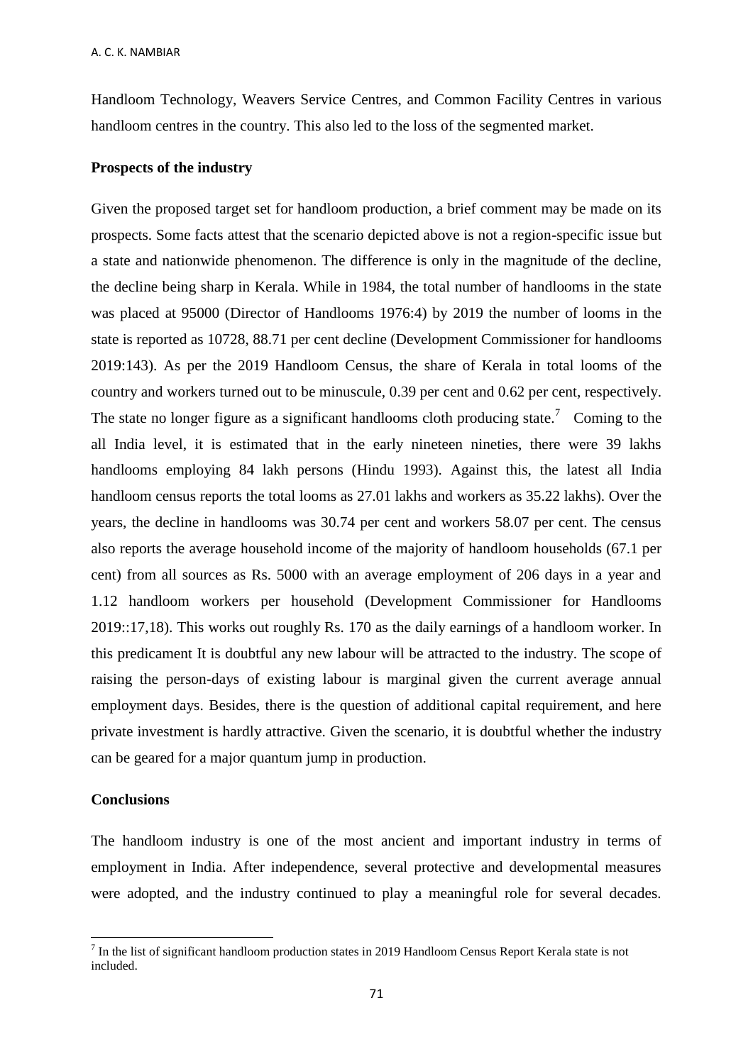Handloom Technology, Weavers Service Centres, and Common Facility Centres in various handloom centres in the country. This also led to the loss of the segmented market.

**Prospects of the industry**

Given the proposed target set for handloom production, a brief comment may be made on its prospects. Some facts attest that the scenario depicted above is not a region-specific issue but a state and nationwide phenomenon. The difference is only in the magnitude of the decline, the decline being sharp in Kerala. While in 1984, the total number of handlooms in the state was placed at 95000 (Director of Handlooms 1976:4) by 2019 the number of looms in the state is reported as 10728, 88.71 per cent decline (Development Commissioner for handlooms 2019:143). As per the 2019 Handloom Census, the share of Kerala in total looms of the country and workers turned out to be minuscule, 0.39 per cent and 0.62 per cent, respectively. The state no longer figure as a significant handlooms cloth producing state.[7] Coming to the all India level, it is estimated that in the early nineteen nineties, there were 39 lakhs handlooms employing 84 lakh persons (Hindu 1993). Against this, the latest all India handloom census reports the total looms as 27.01 lakhs and workers as 35.22 lakhs). Over the years, the decline in handlooms was 30.74 per cent and workers 58.07 per cent. The census also reports the average household income of the majority of handloom households (67.1 per cent) from all sources as Rs. 5000 with an average employment of 206 days in a year and 1.12 handloom workers per household (Development Commissioner for Handlooms 2019::17,18). This works out roughly Rs. 170 as the daily earnings of a handloom worker. In this predicament It is doubtful any new labour will be attracted to the industry. The scope of raising the person-days of existing labour is marginal given the current average annual employment days. Besides, there is the question of additional capital requirement, and here private investment is hardly attractive. Given the scenario, it is doubtful whether the industry can be geared for a major quantum jump in production.

**Conclusions**

The handloom industry is one of the most ancient and important industry in terms of employment in India. After independence, several protective and developmental measures were adopted, and the industry continued to play a meaningful role for several decades.

---

[7] In the list of significant handloom production states in 2019 Handloom Census Report Kerala state is not included.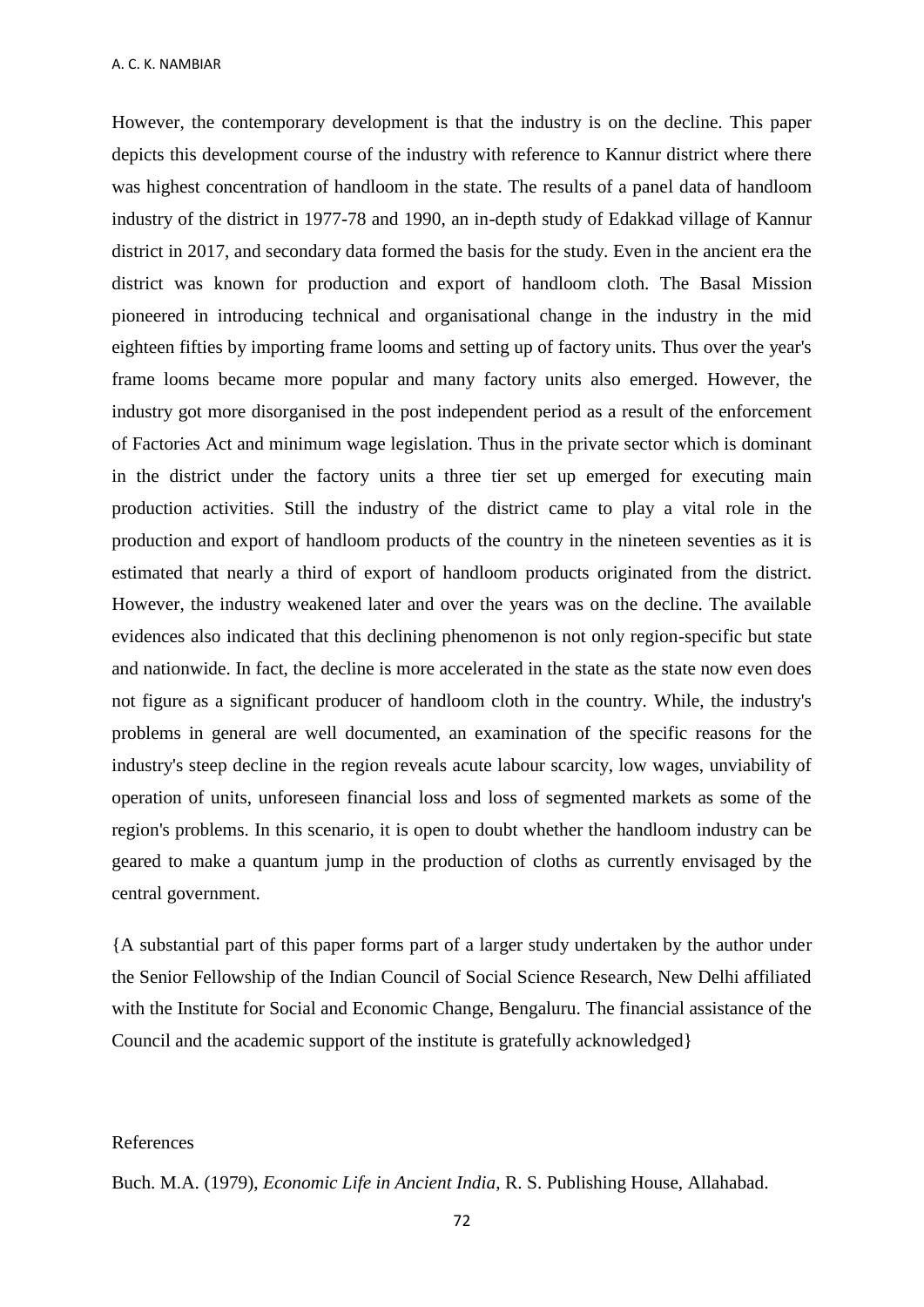However, the contemporary development is that the industry is on the decline. This paper depicts this development course of the industry with reference to Kannur district where there was highest concentration of handloom in the state. The results of a panel data of handloom industry of the district in 1977-78 and 1990, an in-depth study of Edakkad village of Kannur district in 2017, and secondary data formed the basis for the study. Even in the ancient era the district was known for production and export of handloom cloth. The Basal Mission pioneered in introducing technical and organisational change in the industry in the mid eighteen fifties by importing frame looms and setting up of factory units. Thus over the year's frame looms became more popular and many factory units also emerged. However, the industry got more disorganised in the post independent period as a result of the enforcement of Factories Act and minimum wage legislation. Thus in the private sector which is dominant in the district under the factory units a three tier set up emerged for executing main production activities. Still the industry of the district came to play a vital role in the production and export of handloom products of the country in the nineteen seventies as it is estimated that nearly a third of export of handloom products originated from the district. However, the industry weakened later and over the years was on the decline. The available evidences also indicated that this declining phenomenon is not only region-specific but state and nationwide. In fact, the decline is more accelerated in the state as the state now even does not figure as a significant producer of handloom cloth in the country. While, the industry's problems in general are well documented, an examination of the specific reasons for the industry's steep decline in the region reveals acute labour scarcity, low wages, unviability of operation of units, unforeseen financial loss and loss of segmented markets as some of the region's problems. In this scenario, it is open to doubt whether the handloom industry can be geared to make a quantum jump in the production of cloths as currently envisaged by the central government.

{A substantial part of this paper forms part of a larger study undertaken by the author under the Senior Fellowship of the Indian Council of Social Science Research, New Delhi affiliated with the Institute for Social and Economic Change, Bengaluru. The financial assistance of the Council and the academic support of the institute is gratefully acknowledged}

References

Buch. M.A. (1979), *Economic Life in Ancient India*, R. S. Publishing House, Allahabad.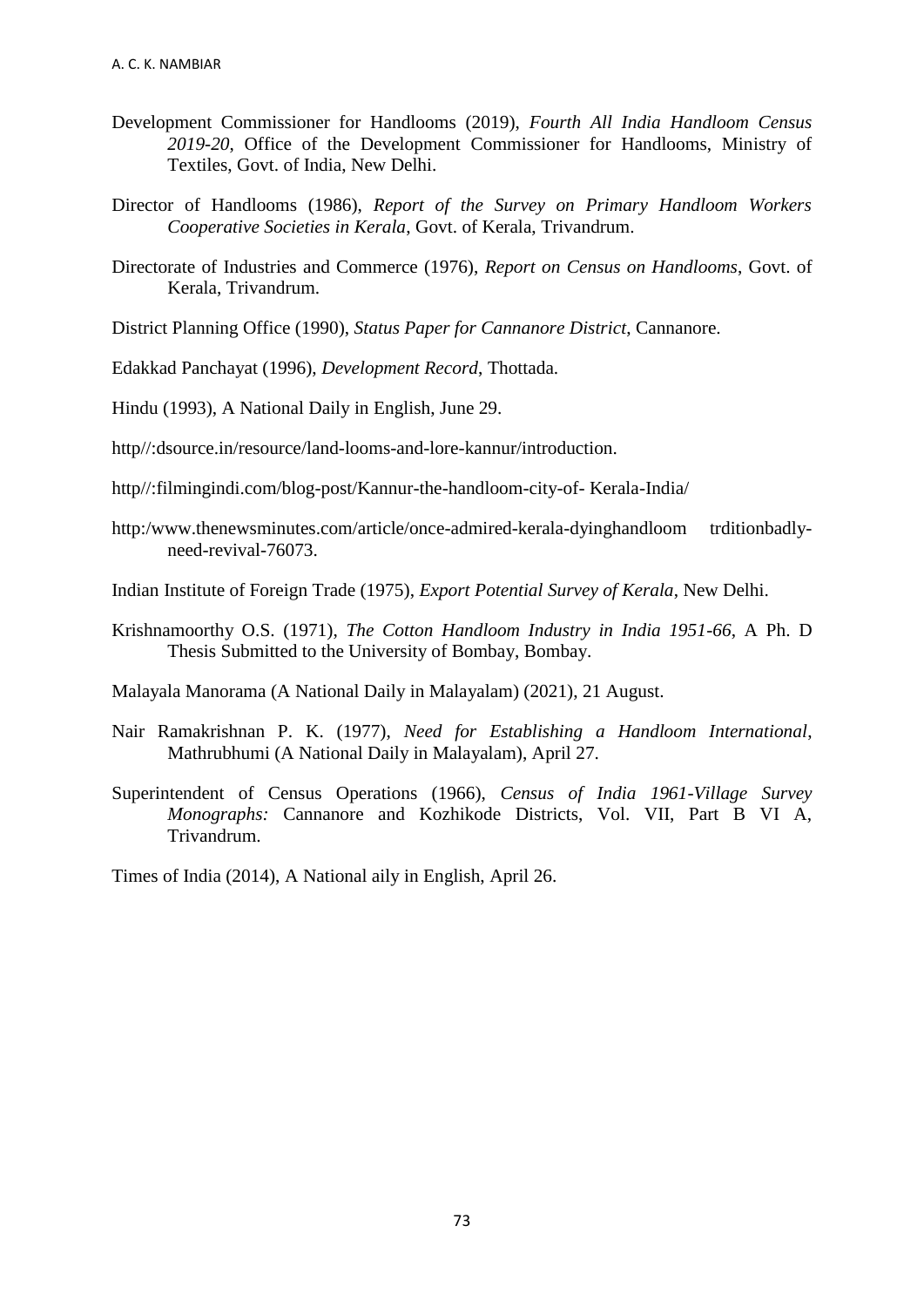Development Commissioner for Handlooms (2019), *Fourth All India Handloom Census 2019-20*, Office of the Development Commissioner for Handlooms, Ministry of Textiles, Govt. of India, New Delhi.

Director of Handlooms (1986), *Report of the Survey on Primary Handloom Workers Cooperative Societies in Kerala*, Govt. of Kerala, Trivandrum.

Directorate of Industries and Commerce (1976), *Report on Census on Handlooms*, Govt. of Kerala, Trivandrum.

District Planning Office (1990), *Status Paper for Cannanore District*, Cannanore.

Edakkad Panchayat (1996), *Development Record*, Thottada.

Hindu (1993), A National Daily in English, June 29.

http//:dsource.in/resource/land-looms-and-lore-kannur/introduction.

http//:filmingindi.com/blog-post/Kannur-the-handloom-city-of- Kerala-India/

http:/www.thenewsminutes.com/article/once-admired-kerala-dyinghandloom trditionbadly-need-revival-76073.

Indian Institute of Foreign Trade (1975), *Export Potential Survey of Kerala*, New Delhi.

Krishnamoorthy O.S. (1971), *The Cotton Handloom Industry in India 1951-66*, A Ph. D Thesis Submitted to the University of Bombay, Bombay.

Malayala Manorama (A National Daily in Malayalam) (2021), 21 August.

Nair Ramakrishnan P. K. (1977), *Need for Establishing a Handloom International*, Mathrubhumi (A National Daily in Malayalam), April 27.

Superintendent of Census Operations (1966), *Census of India 1961-Village Survey Monographs:* Cannanore and Kozhikode Districts, Vol. VII, Part B VI A, Trivandrum.

Times of India (2014), A National aily in English, April 26.